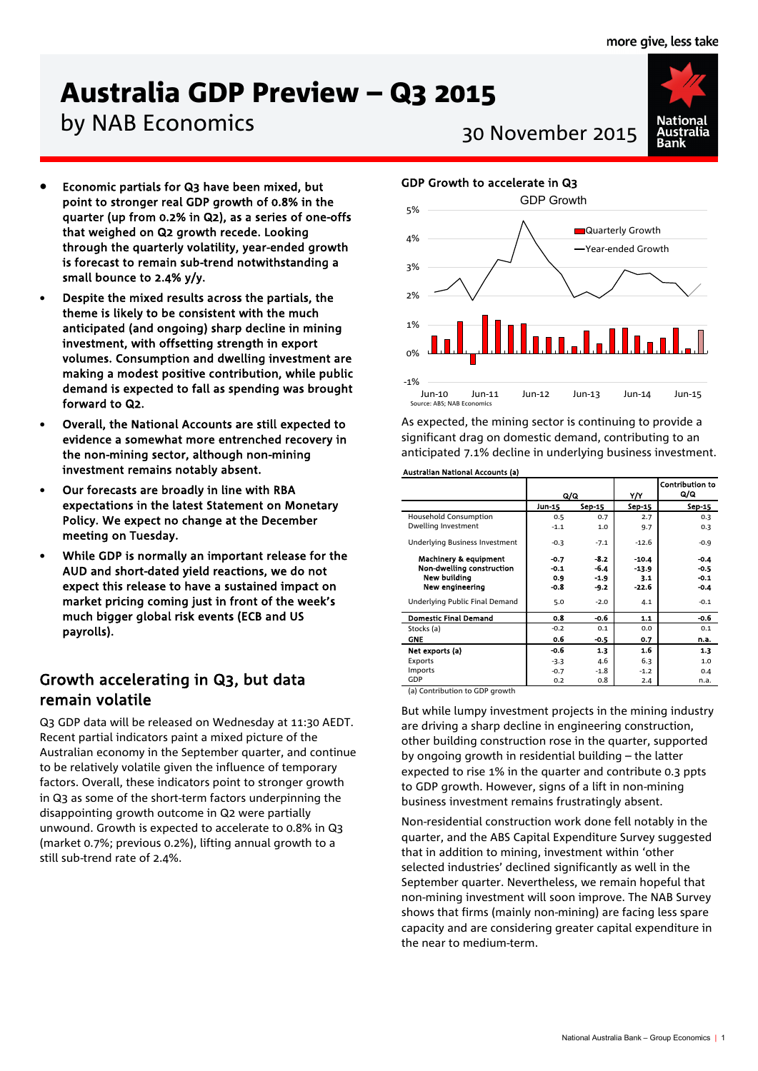# Australia GDP Preview – Q3 2015

by NAB Economics

30 November 2015

- **Economic partials for Q3 have been mixed, but point to stronger real GDP growth of 0.8% in the quarter (up from 0.2% in Q2), as a series of one-offs that weighed on Q2 growth recede. Looking through the quarterly volatility, year-ended growth is forecast to remain sub-trend notwithstanding a small bounce to 2.4% y/y.**
- **Despite the mixed results across the partials, the theme is likely to be consistent with the much anticipated (and ongoing) sharp decline in mining investment, with offsetting strength in export volumes. Consumption and dwelling investment are making a modest positive contribution, while public demand is expected to fall as spending was brought forward to Q2.**
- **Overall, the National Accounts are still expected to evidence a somewhat more entrenched recovery in the non-mining sector, although non-mining investment remains notably absent.**
- **Our forecasts are broadly in line with RBA expectations in the latest Statement on Monetary Policy. We expect no change at the December meeting on Tuesday.**
- **While GDP is normally an important release for the AUD and short-dated yield reactions, we do not expect this release to have a sustained impact on market pricing coming just in front of the week's much bigger global risk events (ECB and US payrolls).**

## Growth accelerating in Q3, but data remain volatile

Q3 GDP data will be released on Wednesday at 11:30 AEDT. Recent partial indicators paint a mixed picture of the Australian economy in the September quarter, and continue to be relatively volatile given the influence of temporary factors. Overall, these indicators point to stronger growth in Q3 as some of the short-term factors underpinning the disappointing growth outcome in Q2 were partially unwound. Growth is expected to accelerate to 0.8% in Q3 (market 0.7%; previous 0.2%), lifting annual growth to a still sub-trend rate of 2.4%.

**GDP Growth to accelerate in Q3**

GDP Growth

Source: ABS; NAB Economics

As expected, the mining sector is continuing to provide a significant drag on domestic demand, contributing to an anticipated 7.1% decline in underlying business investment.

**Australian National Accounts (a)**

| | Q/Q | | Y/Y | Contribution to Q/Q |
|---|---|---|---|---|
| | Jun-15 | Sep-15 | Sep-15 | Sep-15 |
| Household Consumption | 0.5 | 0.7 | 2.7 | 0.3 |
| Dwelling Investment | -1.1 | 1.0 | 9.7 | 0.3 |
| Underlying Business Investment | -0.3 | -7.1 | -12.6 | -0.9 |
| **Machinery & equipment** | **-0.7** | **-8.2** | **-10.4** | **-0.4** |
| **Non-dwelling construction** | **-0.1** | **-6.4** | **-13.9** | **-0.5** |
| **New building** | **0.9** | **-1.9** | **3.1** | **-0.1** |
| **New engineering** | **-0.8** | **-9.2** | **-22.6** | **-0.4** |
| Underlying Public Final Demand | 5.0 | -2.0 | 4.1 | -0.1 |
| **Domestic Final Demand** | **0.8** | **-0.6** | **1.1** | **-0.6** |
| Stocks (a) | -0.2 | 0.1 | 0.0 | 0.1 |
| **GNE** | **0.6** | **-0.5** | **0.7** | **n.a.** |
| **Net exports (a)** | **-0.6** | **1.3** | **1.6** | **1.3** |
| Exports | -3.3 | 4.6 | 6.3 | 1.0 |
| Imports | -0.7 | -1.8 | -1.2 | 0.4 |
| GDP | 0.2 | 0.8 | 2.4 | n.a. |

(a) Contribution to GDP growth

But while lumpy investment projects in the mining industry are driving a sharp decline in engineering construction, other building construction rose in the quarter, supported by ongoing growth in residential building – the latter expected to rise 1% in the quarter and contribute 0.3 ppts to GDP growth. However, signs of a lift in non-mining business investment remains frustratingly absent.

Non-residential construction work done fell notably in the quarter, and the ABS Capital Expenditure Survey suggested that in addition to mining, investment within 'other selected industries' declined significantly as well in the September quarter. Nevertheless, we remain hopeful that non-mining investment will soon improve. The NAB Survey shows that firms (mainly non-mining) are facing less spare capacity and are considering greater capital expenditure in the near to medium-term.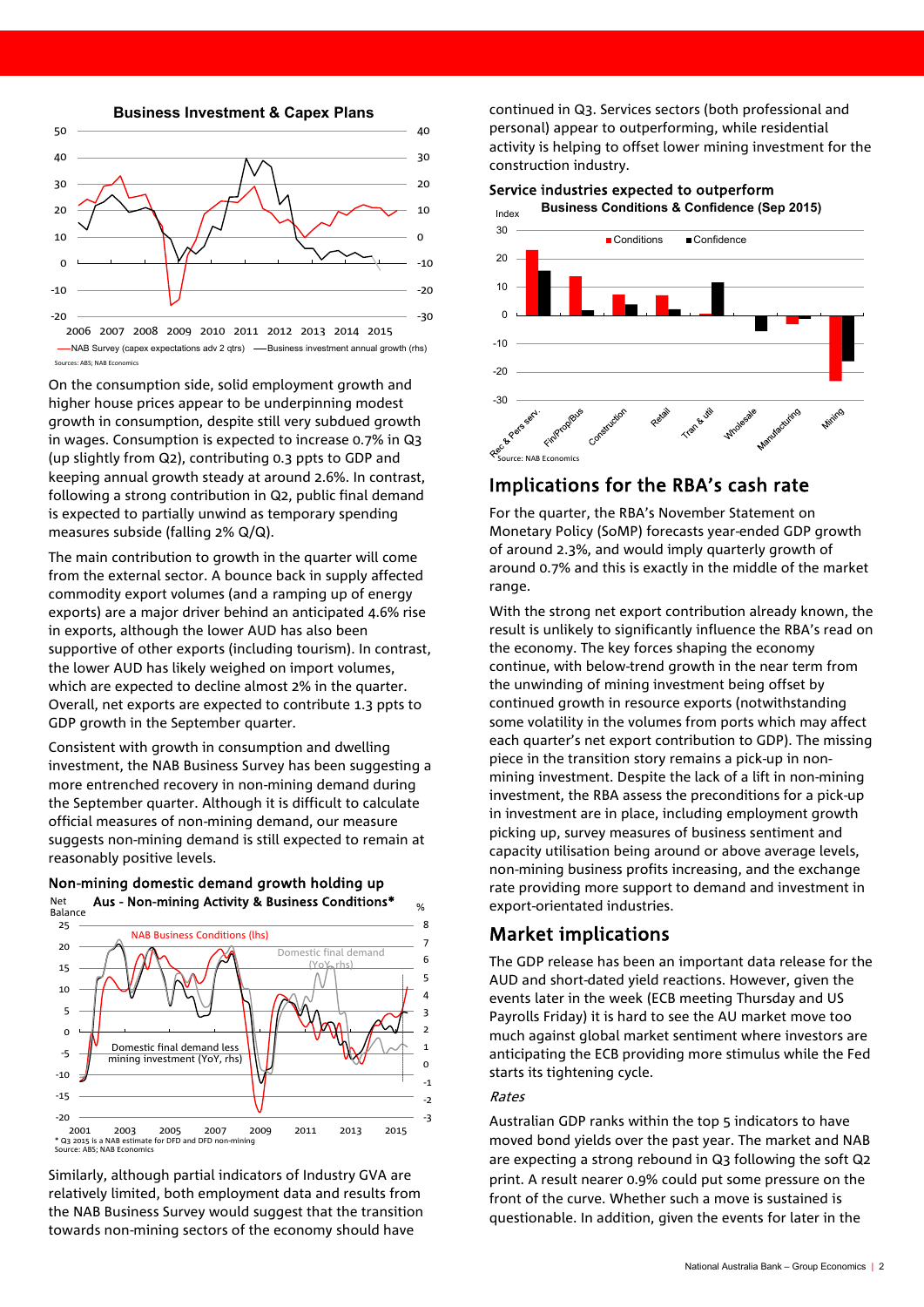**Business Investment & Capex Plans**

Sources: ABS; NAB Economics

On the consumption side, solid employment growth and higher house prices appear to be underpinning modest growth in consumption, despite still very subdued growth in wages. Consumption is expected to increase 0.7% in Q3 (up slightly from Q2), contributing 0.3 ppts to GDP and keeping annual growth steady at around 2.6%. In contrast, following a strong contribution in Q2, public final demand is expected to partially unwind as temporary spending measures subside (falling 2% Q/Q).

The main contribution to growth in the quarter will come from the external sector. A bounce back in supply affected commodity export volumes (and a ramping up of energy exports) are a major driver behind an anticipated 4.6% rise in exports, although the lower AUD has also been supportive of other exports (including tourism). In contrast, the lower AUD has likely weighed on import volumes, which are expected to decline almost 2% in the quarter. Overall, net exports are expected to contribute 1.3 ppts to GDP growth in the September quarter.

Consistent with growth in consumption and dwelling investment, the NAB Business Survey has been suggesting a more entrenched recovery in non-mining demand during the September quarter. Although it is difficult to calculate official measures of non-mining demand, our measure suggests non-mining demand is still expected to remain at reasonably positive levels.

**Non-mining domestic demand growth holding up**

**Aus - Non-mining Activity & Business Conditions***

\* Q3 2015 is a NAB estimate for DFD and DFD non-mining

Source: ABS; NAB Economics

Similarly, although partial indicators of Industry GVA are relatively limited, both employment data and results from the NAB Business Survey would suggest that the transition towards non-mining sectors of the economy should have continued in Q3. Services sectors (both professional and personal) appear to be outperforming, while residential activity is helping to offset lower mining investment for the construction industry.

**Service industries expected to outperform**

**Business Conditions & Confidence (Sep 2015)**

Source: NAB Economics

## Implications for the RBA's cash rate

For the quarter, the RBA's November Statement on Monetary Policy (SoMP) forecasts year-ended GDP growth of around 2.3%, and would imply quarterly growth of around 0.7% and this is exactly in the middle of the market range.

With the strong net export contribution already known, the result is unlikely to significantly influence the RBA's read on the economy. The key forces shaping the economy continue, with below-trend growth in the near term from the unwinding of mining investment being offset by continued growth in resource exports (notwithstanding some volatility in the volumes from ports which may affect each quarter's net export contribution to GDP). The missing piece in the transition story remains a pick-up in non-mining investment. Despite the lack of a lift in non-mining investment, the RBA assess the preconditions for a pick-up in investment are in place, including employment growth picking up, survey measures of business sentiment and capacity utilisation being around or above average levels, non-mining business profits increasing, and the exchange rate providing more support to demand and investment in export-orientated industries.

## Market implications

The GDP release has been an important data release for the AUD and short-dated yield reactions. However, given the events later in the week (ECB meeting Thursday and US Payrolls Friday) it is hard to see the AU market move too much against global market sentiment where investors are anticipating the ECB providing more stimulus while the Fed starts its tightening cycle.

*Rates*

Australian GDP ranks within the top 5 indicators to have moved bond yields over the past year. The market and NAB are expecting a strong rebound in Q3 following the soft Q2 print. A result nearer 0.9% could put some pressure on the front of the curve. Whether such a move is sustained is questionable. In addition, given the events for later in the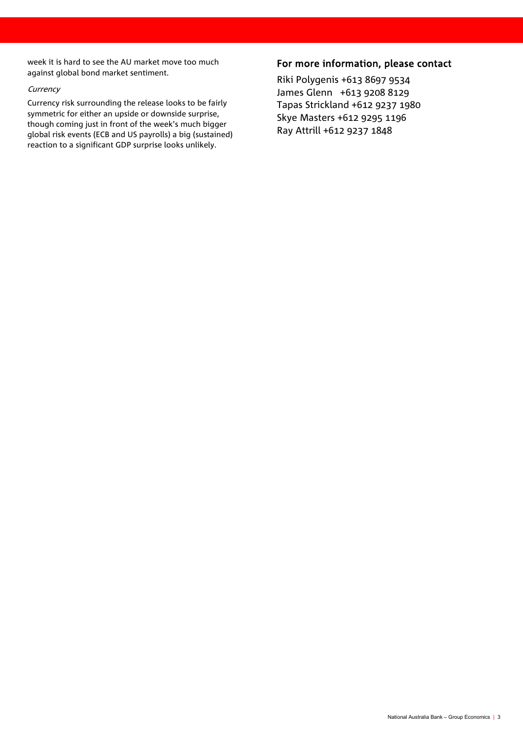week it is hard to see the AU market move too much against global bond market sentiment.

*Currency*

Currency risk surrounding the release looks to be fairly symmetric for either an upside or downside surprise, though coming just in front of the week's much bigger global risk events (ECB and US payrolls) a big (sustained) reaction to a significant GDP surprise looks unlikely.

## For more information, please contact

Riki Polygenis +613 8697 9534
James Glenn +613 9208 8129
Tapas Strickland +612 9237 1980
Skye Masters +612 9295 1196
Ray Attrill +612 9237 1848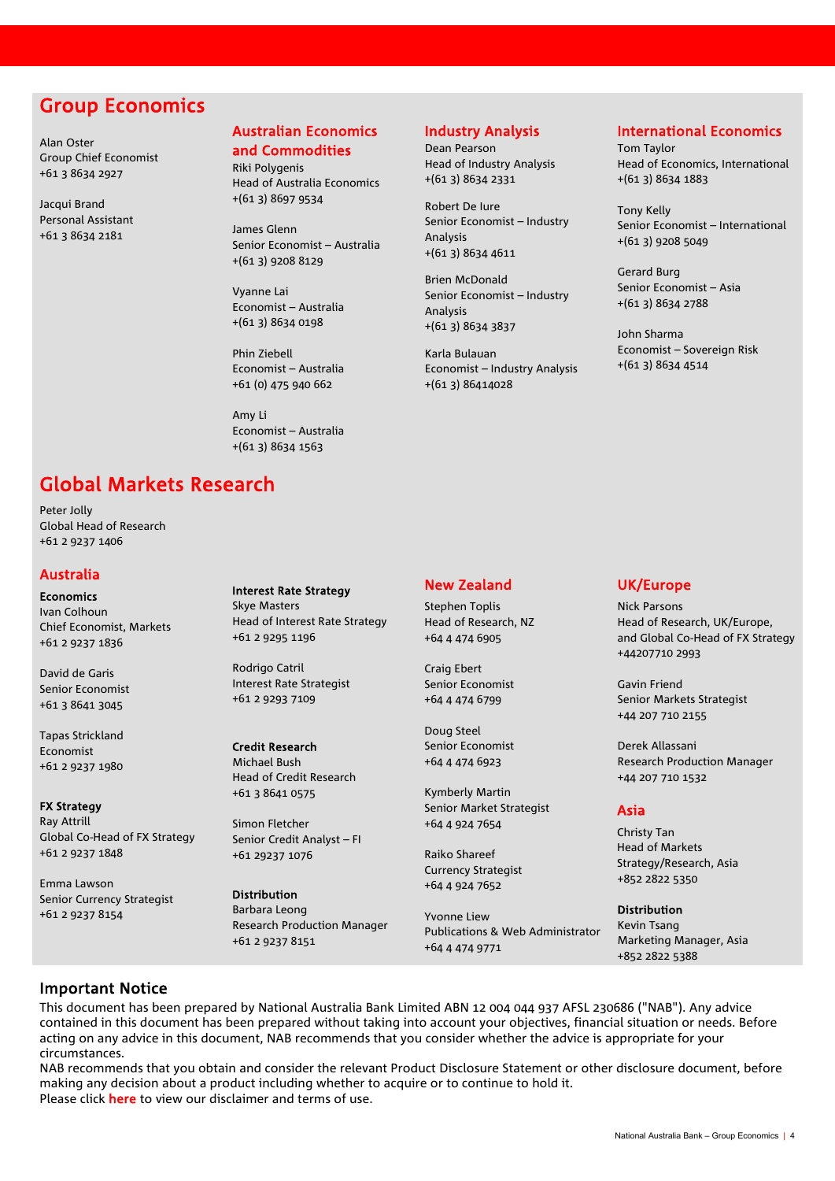# Group Economics

Alan Oster
Group Chief Economist
+61 3 8634 2927

Jacqui Brand
Personal Assistant
+61 3 8634 2181

## Australian Economics and Commodities

Riki Polygenis
Head of Australia Economics
+(61 3) 8697 9534

James Glenn
Senior Economist – Australia
+(61 3) 9208 8129

Vyanne Lai
Economist – Australia
+(61 3) 8634 0198

Phin Ziebell
Economist – Australia
+61 (0) 475 940 662

Amy Li
Economist – Australia
+(61 3) 8634 1563

## Industry Analysis

Dean Pearson
Head of Industry Analysis
+(61 3) 8634 2331

Robert De Iure
Senior Economist – Industry Analysis
+(61 3) 8634 4611

Brien McDonald
Senior Economist – Industry Analysis
+(61 3) 8634 3837

Karla Bulauan
Economist – Industry Analysis
+(61 3) 86414028

## International Economics

Tom Taylor
Head of Economics, International
+(61 3) 8634 1883

Tony Kelly
Senior Economist – International
+(61 3) 9208 5049

Gerard Burg
Senior Economist – Asia
+(61 3) 8634 2788

John Sharma
Economist – Sovereign Risk
+(61 3) 8634 4514

# Global Markets Research

Peter Jolly
Global Head of Research
+61 2 9237 1406

## Australia

**Economics**
Ivan Colhoun
Chief Economist, Markets
+61 2 9237 1836

David de Garis
Senior Economist
+61 3 8641 3045

Tapas Strickland
Economist
+61 2 9237 1980

**FX Strategy**
Ray Attrill
Global Co-Head of FX Strategy
+61 2 9237 1848

Emma Lawson
Senior Currency Strategist
+61 2 9237 8154

**Interest Rate Strategy**
Skye Masters
Head of Interest Rate Strategy
+61 2 9295 1196

Rodrigo Catril
Interest Rate Strategist
+61 2 9293 7109

**Credit Research**
Michael Bush
Head of Credit Research
+61 3 8641 0575

Simon Fletcher
Senior Credit Analyst – FI
+61 29237 1076

**Distribution**
Barbara Leong
Research Production Manager
+61 2 9237 8151

## New Zealand

Stephen Toplis
Head of Research, NZ
+64 4 474 6905

Craig Ebert
Senior Economist
+64 4 474 6799

Doug Steel
Senior Economist
+64 4 474 6923

Kymberly Martin
Senior Market Strategist
+64 4 924 7654

Raiko Shareef
Currency Strategist
+64 4 924 7652

Yvonne Liew
Publications & Web Administrator
+64 4 474 9771

## UK/Europe

Nick Parsons
Head of Research, UK/Europe, and Global Co-Head of FX Strategy
+44207710 2993

Gavin Friend
Senior Markets Strategist
+44 207 710 2155

Derek Allassani
Research Production Manager
+44 207 710 1532

## Asia

Christy Tan
Head of Markets Strategy/Research, Asia
+852 2822 5350

**Distribution**
Kevin Tsang
Marketing Manager, Asia
+852 2822 5388

## Important Notice

This document has been prepared by National Australia Bank Limited ABN 12 004 044 937 AFSL 230686 ("NAB"). Any advice contained in this document has been prepared without taking into account your objectives, financial situation or needs. Before acting on any advice in this document, NAB recommends that you consider whether the advice is appropriate for your circumstances.
NAB recommends that you obtain and consider the relevant Product Disclosure Statement or other disclosure document, before making any decision about a product including whether to acquire or to continue to hold it.
Please click here to view our disclaimer and terms of use.